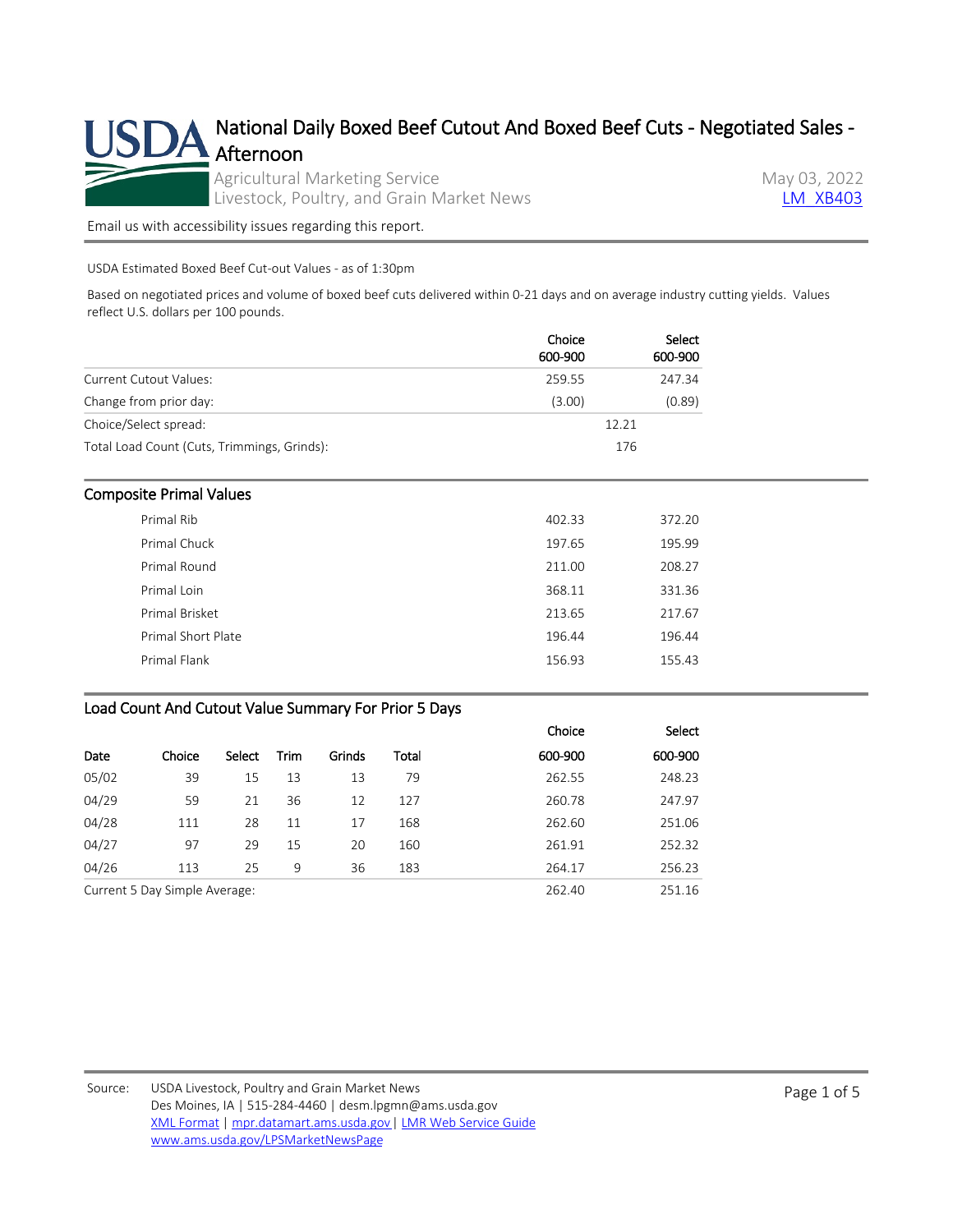# National Daily Boxed Beef Cutout And Boxed Beef Cuts - Negotiated Sales - Afternoon

Agricultural Marketing Service
Livestock, Poultry, and Grain Market News

May 03, 2022
LM_XB403

Email us with accessibility issues regarding this report.

USDA Estimated Boxed Beef Cut-out Values - as of 1:30pm

Based on negotiated prices and volume of boxed beef cuts delivered within 0-21 days and on average industry cutting yields. Values reflect U.S. dollars per 100 pounds.

| | Choice 600-900 | Select 600-900 |
|---|---|---|
| Current Cutout Values: | 259.55 | 247.34 |
| Change from prior day: | (3.00) | (0.89) |
| Choice/Select spread: | 12.21 | |
| Total Load Count (Cuts, Trimmings, Grinds): | 176 | |

## Composite Primal Values

| | Choice | Select |
|---|---|---|
| Primal Rib | 402.33 | 372.20 |
| Primal Chuck | 197.65 | 195.99 |
| Primal Round | 211.00 | 208.27 |
| Primal Loin | 368.11 | 331.36 |
| Primal Brisket | 213.65 | 217.67 |
| Primal Short Plate | 196.44 | 196.44 |
| Primal Flank | 156.93 | 155.43 |

## Load Count And Cutout Value Summary For Prior 5 Days

| Date | Choice | Select | Trim | Grinds | Total | Choice 600-900 | Select 600-900 |
|---|---|---|---|---|---|---|---|
| 05/02 | 39 | 15 | 13 | 13 | 79 | 262.55 | 248.23 |
| 04/29 | 59 | 21 | 36 | 12 | 127 | 260.78 | 247.97 |
| 04/28 | 111 | 28 | 11 | 17 | 168 | 262.60 | 251.06 |
| 04/27 | 97 | 29 | 15 | 20 | 160 | 261.91 | 252.32 |
| 04/26 | 113 | 25 | 9 | 36 | 183 | 264.17 | 256.23 |
| Current 5 Day Simple Average: | | | | | | 262.40 | 251.16 |

Source: USDA Livestock, Poultry and Grain Market News
Des Moines, IA | 515-284-4460 | desm.lpgmn@ams.usda.gov
XML Format | mpr.datamart.ams.usda.gov | LMR Web Service Guide
www.ams.usda.gov/LPSMarketNewsPage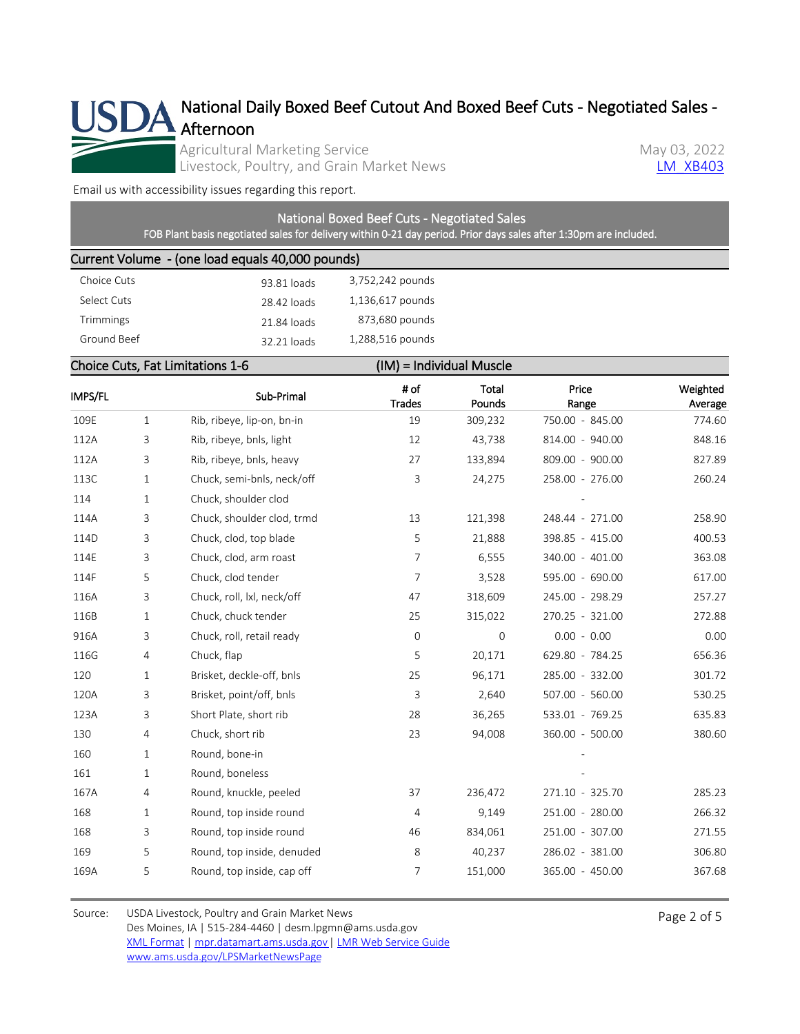# National Daily Boxed Beef Cutout And Boxed Beef Cuts - Negotiated Sales - Afternoon

Agricultural Marketing Service
Livestock, Poultry, and Grain Market News

May 03, 2022
LM_XB403

Email us with accessibility issues regarding this report.

## National Boxed Beef Cuts - Negotiated Sales

FOB Plant basis negotiated sales for delivery within 0-21 day period. Prior days sales after 1:30pm are included.

### Current Volume - (one load equals 40,000 pounds)

| | | |
|---|---|---|
| Choice Cuts | 93.81 loads | 3,752,242 pounds |
| Select Cuts | 28.42 loads | 1,136,617 pounds |
| Trimmings | 21.84 loads | 873,680 pounds |
| Ground Beef | 32.21 loads | 1,288,516 pounds |

### Choice Cuts, Fat Limitations 1-6 — (IM) = Individual Muscle

| IMPS/FL | | Sub-Primal | # of Trades | Total Pounds | Price Range | Weighted Average |
|---|---|---|---|---|---|---|
| 109E | 1 | Rib, ribeye, lip-on, bn-in | 19 | 309,232 | 750.00 - 845.00 | 774.60 |
| 112A | 3 | Rib, ribeye, bnls, light | 12 | 43,738 | 814.00 - 940.00 | 848.16 |
| 112A | 3 | Rib, ribeye, bnls, heavy | 27 | 133,894 | 809.00 - 900.00 | 827.89 |
| 113C | 1 | Chuck, semi-bnls, neck/off | 3 | 24,275 | 258.00 - 276.00 | 260.24 |
| 114 | 1 | Chuck, shoulder clod | | | - | |
| 114A | 3 | Chuck, shoulder clod, trmd | 13 | 121,398 | 248.44 - 271.00 | 258.90 |
| 114D | 3 | Chuck, clod, top blade | 5 | 21,888 | 398.85 - 415.00 | 400.53 |
| 114E | 3 | Chuck, clod, arm roast | 7 | 6,555 | 340.00 - 401.00 | 363.08 |
| 114F | 5 | Chuck, clod tender | 7 | 3,528 | 595.00 - 690.00 | 617.00 |
| 116A | 3 | Chuck, roll, lxl, neck/off | 47 | 318,609 | 245.00 - 298.29 | 257.27 |
| 116B | 1 | Chuck, chuck tender | 25 | 315,022 | 270.25 - 321.00 | 272.88 |
| 916A | 3 | Chuck, roll, retail ready | 0 | 0 | 0.00 - 0.00 | 0.00 |
| 116G | 4 | Chuck, flap | 5 | 20,171 | 629.80 - 784.25 | 656.36 |
| 120 | 1 | Brisket, deckle-off, bnls | 25 | 96,171 | 285.00 - 332.00 | 301.72 |
| 120A | 3 | Brisket, point/off, bnls | 3 | 2,640 | 507.00 - 560.00 | 530.25 |
| 123A | 3 | Short Plate, short rib | 28 | 36,265 | 533.01 - 769.25 | 635.83 |
| 130 | 4 | Chuck, short rib | 23 | 94,008 | 360.00 - 500.00 | 380.60 |
| 160 | 1 | Round, bone-in | | | - | |
| 161 | 1 | Round, boneless | | | - | |
| 167A | 4 | Round, knuckle, peeled | 37 | 236,472 | 271.10 - 325.70 | 285.23 |
| 168 | 1 | Round, top inside round | 4 | 9,149 | 251.00 - 280.00 | 266.32 |
| 168 | 3 | Round, top inside round | 46 | 834,061 | 251.00 - 307.00 | 271.55 |
| 169 | 5 | Round, top inside, denuded | 8 | 40,237 | 286.02 - 381.00 | 306.80 |
| 169A | 5 | Round, top inside, cap off | 7 | 151,000 | 365.00 - 450.00 | 367.68 |

Source: USDA Livestock, Poultry and Grain Market News
Des Moines, IA | 515-284-4460 | desm.lpgmn@ams.usda.gov
XML Format | mpr.datamart.ams.usda.gov | LMR Web Service Guide
www.ams.usda.gov/LPSMarketNewsPage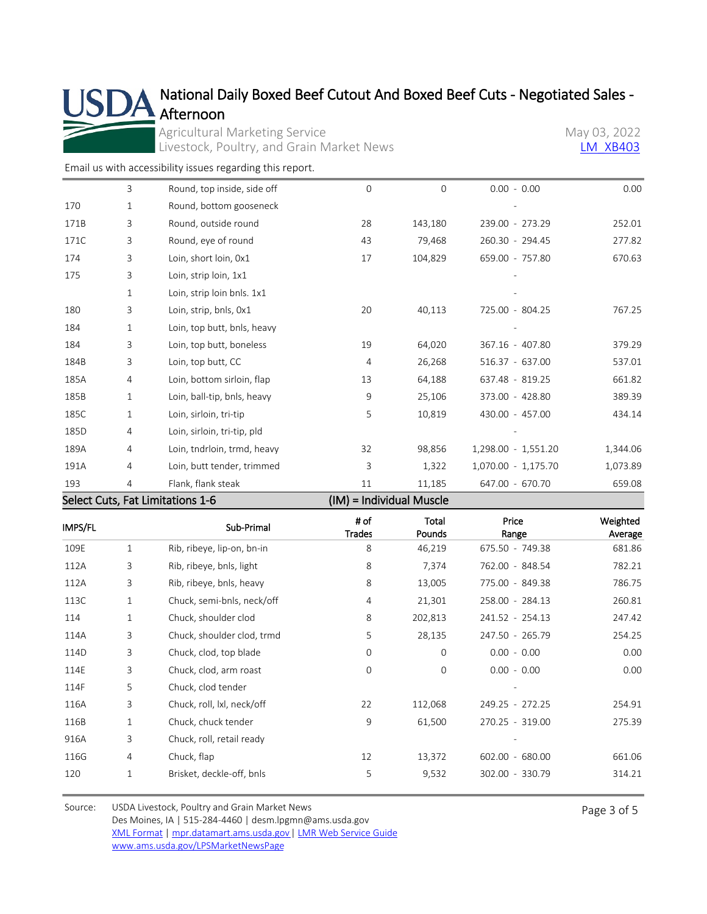# National Daily Boxed Beef Cutout And Boxed Beef Cuts - Negotiated Sales - Afternoon

Agricultural Marketing Service
Livestock, Poultry, and Grain Market News

May 03, 2022
LM_XB403

Email us with accessibility issues regarding this report.

| | | | | | | |
|---|---|---|---|---|---|---|
| | 3 | Round, top inside, side off | 0 | 0 | 0.00 - 0.00 | 0.00 |
| 170 | 1 | Round, bottom gooseneck | | | - | |
| 171B | 3 | Round, outside round | 28 | 143,180 | 239.00 - 273.29 | 252.01 |
| 171C | 3 | Round, eye of round | 43 | 79,468 | 260.30 - 294.45 | 277.82 |
| 174 | 3 | Loin, short loin, 0x1 | 17 | 104,829 | 659.00 - 757.80 | 670.63 |
| 175 | 3 | Loin, strip loin, 1x1 | | | - | |
| | 1 | Loin, strip loin bnls. 1x1 | | | - | |
| 180 | 3 | Loin, strip, bnls, 0x1 | 20 | 40,113 | 725.00 - 804.25 | 767.25 |
| 184 | 1 | Loin, top butt, bnls, heavy | | | - | |
| 184 | 3 | Loin, top butt, boneless | 19 | 64,020 | 367.16 - 407.80 | 379.29 |
| 184B | 3 | Loin, top butt, CC | 4 | 26,268 | 516.37 - 637.00 | 537.01 |
| 185A | 4 | Loin, bottom sirloin, flap | 13 | 64,188 | 637.48 - 819.25 | 661.82 |
| 185B | 1 | Loin, ball-tip, bnls, heavy | 9 | 25,106 | 373.00 - 428.80 | 389.39 |
| 185C | 1 | Loin, sirloin, tri-tip | 5 | 10,819 | 430.00 - 457.00 | 434.14 |
| 185D | 4 | Loin, sirloin, tri-tip, pld | | | - | |
| 189A | 4 | Loin, tndrloin, trmd, heavy | 32 | 98,856 | 1,298.00 - 1,551.20 | 1,344.06 |
| 191A | 4 | Loin, butt tender, trimmed | 3 | 1,322 | 1,070.00 - 1,175.70 | 1,073.89 |
| 193 | 4 | Flank, flank steak | 11 | 11,185 | 647.00 - 670.70 | 659.08 |

**Select Cuts, Fat Limitations 1-6** (IM) = Individual Muscle

| IMPS/FL | | Sub-Primal | # of Trades | Total Pounds | Price Range | Weighted Average |
|---|---|---|---|---|---|---|
| 109E | 1 | Rib, ribeye, lip-on, bn-in | 8 | 46,219 | 675.50 - 749.38 | 681.86 |
| 112A | 3 | Rib, ribeye, bnls, light | 8 | 7,374 | 762.00 - 848.54 | 782.21 |
| 112A | 3 | Rib, ribeye, bnls, heavy | 8 | 13,005 | 775.00 - 849.38 | 786.75 |
| 113C | 1 | Chuck, semi-bnls, neck/off | 4 | 21,301 | 258.00 - 284.13 | 260.81 |
| 114 | 1 | Chuck, shoulder clod | 8 | 202,813 | 241.52 - 254.13 | 247.42 |
| 114A | 3 | Chuck, shoulder clod, trmd | 5 | 28,135 | 247.50 - 265.79 | 254.25 |
| 114D | 3 | Chuck, clod, top blade | 0 | 0 | 0.00 - 0.00 | 0.00 |
| 114E | 3 | Chuck, clod, arm roast | 0 | 0 | 0.00 - 0.00 | 0.00 |
| 114F | 5 | Chuck, clod tender | | | - | |
| 116A | 3 | Chuck, roll, lxl, neck/off | 22 | 112,068 | 249.25 - 272.25 | 254.91 |
| 116B | 1 | Chuck, chuck tender | 9 | 61,500 | 270.25 - 319.00 | 275.39 |
| 916A | 3 | Chuck, roll, retail ready | | | - | |
| 116G | 4 | Chuck, flap | 12 | 13,372 | 602.00 - 680.00 | 661.06 |
| 120 | 1 | Brisket, deckle-off, bnls | 5 | 9,532 | 302.00 - 330.79 | 314.21 |

Source: USDA Livestock, Poultry and Grain Market News
Des Moines, IA | 515-284-4460 | desm.lpgmn@ams.usda.gov
XML Format | mpr.datamart.ams.usda.gov | LMR Web Service Guide
www.ams.usda.gov/LPSMarketNewsPage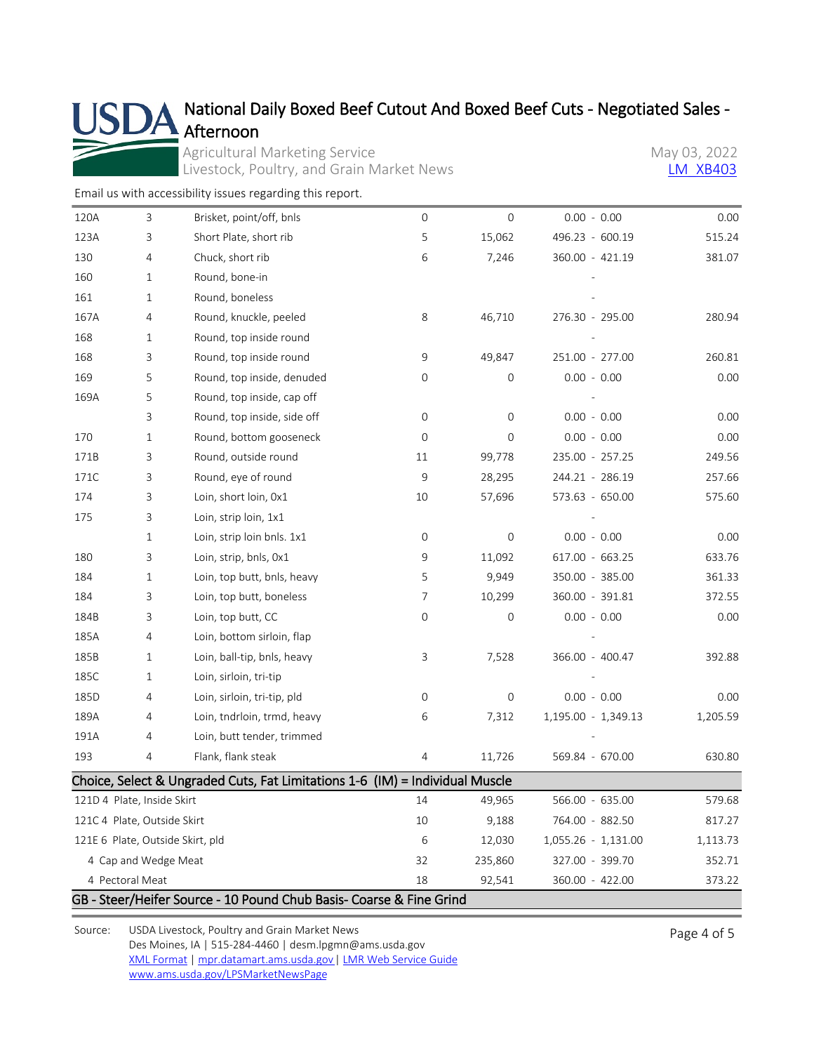# National Daily Boxed Beef Cutout And Boxed Beef Cuts - Negotiated Sales - Afternoon

Agricultural Marketing Service
Livestock, Poultry, and Grain Market News

May 03, 2022
LM_XB403

Email us with accessibility issues regarding this report.

| | | | | | | |
|---|---|---|---|---|---|---|
| 120A | 3 | Brisket, point/off, bnls | 0 | 0 | 0.00 - 0.00 | 0.00 |
| 123A | 3 | Short Plate, short rib | 5 | 15,062 | 496.23 - 600.19 | 515.24 |
| 130 | 4 | Chuck, short rib | 6 | 7,246 | 360.00 - 421.19 | 381.07 |
| 160 | 1 | Round, bone-in | | | - | |
| 161 | 1 | Round, boneless | | | - | |
| 167A | 4 | Round, knuckle, peeled | 8 | 46,710 | 276.30 - 295.00 | 280.94 |
| 168 | 1 | Round, top inside round | | | - | |
| 168 | 3 | Round, top inside round | 9 | 49,847 | 251.00 - 277.00 | 260.81 |
| 169 | 5 | Round, top inside, denuded | 0 | 0 | 0.00 - 0.00 | 0.00 |
| 169A | 5 | Round, top inside, cap off | | | - | |
| | 3 | Round, top inside, side off | 0 | 0 | 0.00 - 0.00 | 0.00 |
| 170 | 1 | Round, bottom gooseneck | 0 | 0 | 0.00 - 0.00 | 0.00 |
| 171B | 3 | Round, outside round | 11 | 99,778 | 235.00 - 257.25 | 249.56 |
| 171C | 3 | Round, eye of round | 9 | 28,295 | 244.21 - 286.19 | 257.66 |
| 174 | 3 | Loin, short loin, 0x1 | 10 | 57,696 | 573.63 - 650.00 | 575.60 |
| 175 | 3 | Loin, strip loin, 1x1 | | | - | |
| | 1 | Loin, strip loin bnls. 1x1 | 0 | 0 | 0.00 - 0.00 | 0.00 |
| 180 | 3 | Loin, strip, bnls, 0x1 | 9 | 11,092 | 617.00 - 663.25 | 633.76 |
| 184 | 1 | Loin, top butt, bnls, heavy | 5 | 9,949 | 350.00 - 385.00 | 361.33 |
| 184 | 3 | Loin, top butt, boneless | 7 | 10,299 | 360.00 - 391.81 | 372.55 |
| 184B | 3 | Loin, top butt, CC | 0 | 0 | 0.00 - 0.00 | 0.00 |
| 185A | 4 | Loin, bottom sirloin, flap | | | - | |
| 185B | 1 | Loin, ball-tip, bnls, heavy | 3 | 7,528 | 366.00 - 400.47 | 392.88 |
| 185C | 1 | Loin, sirloin, tri-tip | | | - | |
| 185D | 4 | Loin, sirloin, tri-tip, pld | 0 | 0 | 0.00 - 0.00 | 0.00 |
| 189A | 4 | Loin, tndrloin, trmd, heavy | 6 | 7,312 | 1,195.00 - 1,349.13 | 1,205.59 |
| 191A | 4 | Loin, butt tender, trimmed | | | - | |
| 193 | 4 | Flank, flank steak | 4 | 11,726 | 569.84 - 670.00 | 630.80 |

## Choice, Select & Ungraded Cuts, Fat Limitations 1-6 (IM) = Individual Muscle

| | | | | |
|---|---|---|---|---|
| 121D 4 Plate, Inside Skirt | 14 | 49,965 | 566.00 - 635.00 | 579.68 |
| 121C 4 Plate, Outside Skirt | 10 | 9,188 | 764.00 - 882.50 | 817.27 |
| 121E 6 Plate, Outside Skirt, pld | 6 | 12,030 | 1,055.26 - 1,131.00 | 1,113.73 |
| 4 Cap and Wedge Meat | 32 | 235,860 | 327.00 - 399.70 | 352.71 |
| 4 Pectoral Meat | 18 | 92,541 | 360.00 - 422.00 | 373.22 |

## GB - Steer/Heifer Source - 10 Pound Chub Basis- Coarse & Fine Grind

Source: USDA Livestock, Poultry and Grain Market News
Des Moines, IA | 515-284-4460 | desm.lpgmn@ams.usda.gov
XML Format | mpr.datamart.ams.usda.gov | LMR Web Service Guide
www.ams.usda.gov/LPSMarketNewsPage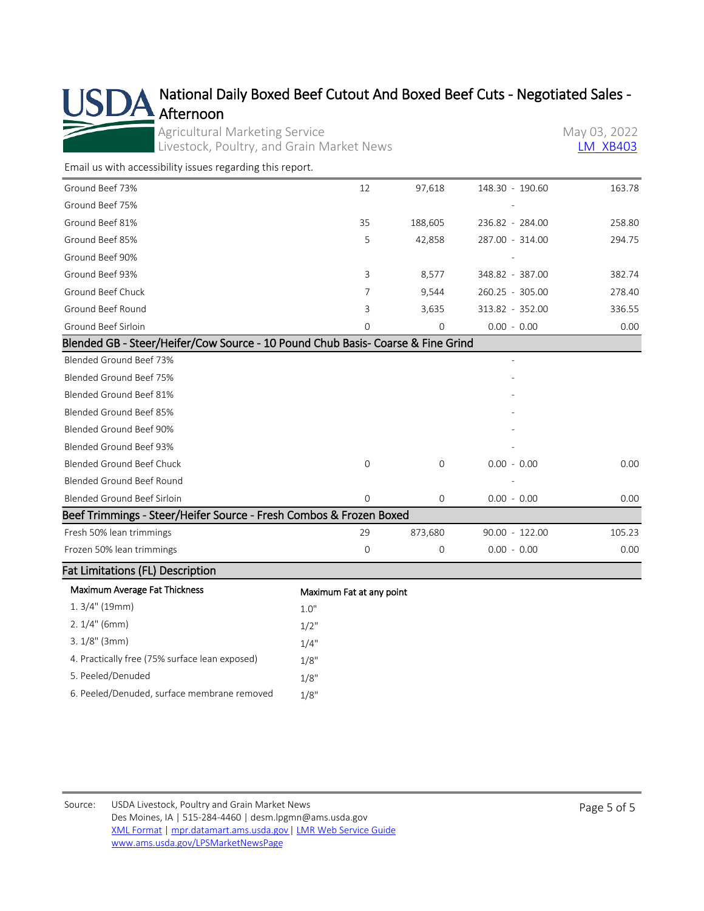# National Daily Boxed Beef Cutout And Boxed Beef Cuts - Negotiated Sales - Afternoon

Agricultural Marketing Service
Livestock, Poultry, and Grain Market News

May 03, 2022
LM_XB403

Email us with accessibility issues regarding this report.

| | | | | |
|---|---|---|---|---|
| Ground Beef 73% | 12 | 97,618 | 148.30 - 190.60 | 163.78 |
| Ground Beef 75% | | | - | |
| Ground Beef 81% | 35 | 188,605 | 236.82 - 284.00 | 258.80 |
| Ground Beef 85% | 5 | 42,858 | 287.00 - 314.00 | 294.75 |
| Ground Beef 90% | | | - | |
| Ground Beef 93% | 3 | 8,577 | 348.82 - 387.00 | 382.74 |
| Ground Beef Chuck | 7 | 9,544 | 260.25 - 305.00 | 278.40 |
| Ground Beef Round | 3 | 3,635 | 313.82 - 352.00 | 336.55 |
| Ground Beef Sirloin | 0 | 0 | 0.00 - 0.00 | 0.00 |

## Blended GB - Steer/Heifer/Cow Source - 10 Pound Chub Basis- Coarse & Fine Grind

| | | | | |
|---|---|---|---|---|
| Blended Ground Beef 73% | | | - | |
| Blended Ground Beef 75% | | | - | |
| Blended Ground Beef 81% | | | - | |
| Blended Ground Beef 85% | | | - | |
| Blended Ground Beef 90% | | | - | |
| Blended Ground Beef 93% | | | - | |
| Blended Ground Beef Chuck | 0 | 0 | 0.00 - 0.00 | 0.00 |
| Blended Ground Beef Round | | | - | |
| Blended Ground Beef Sirloin | 0 | 0 | 0.00 - 0.00 | 0.00 |

## Beef Trimmings - Steer/Heifer Source - Fresh Combos & Frozen Boxed

| | | | | |
|---|---|---|---|---|
| Fresh 50% lean trimmings | 29 | 873,680 | 90.00 - 122.00 | 105.23 |
| Frozen 50% lean trimmings | 0 | 0 | 0.00 - 0.00 | 0.00 |

## Fat Limitations (FL) Description

| Maximum Average Fat Thickness | Maximum Fat at any point |
|---|---|
| 1. 3/4" (19mm) | 1.0" |
| 2. 1/4" (6mm) | 1/2" |
| 3. 1/8" (3mm) | 1/4" |
| 4. Practically free (75% surface lean exposed) | 1/8" |
| 5. Peeled/Denuded | 1/8" |
| 6. Peeled/Denuded, surface membrane removed | 1/8" |

Source: USDA Livestock, Poultry and Grain Market News
Des Moines, IA | 515-284-4460 | desm.lpgmn@ams.usda.gov
XML Format | mpr.datamart.ams.usda.gov | LMR Web Service Guide
www.ams.usda.gov/LPSMarketNewsPage